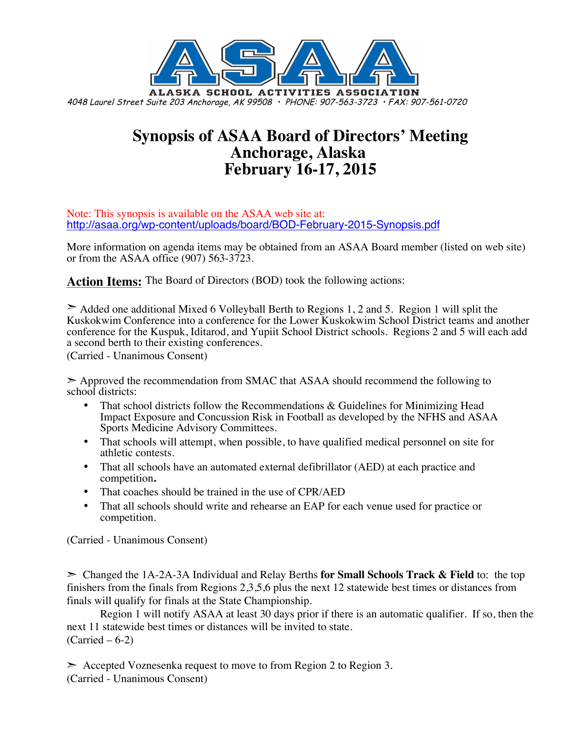**ASAA**

**ALASKA SCHOOL ACTIVITIES ASSOCIATION**

*4048 Laurel Street Suite 203 Anchorage, AK 99508 • PHONE: 907-563-3723 • FAX: 907-561-0720*

# Synopsis of ASAA Board of Directors' Meeting
# Anchorage, Alaska
# February 16-17, 2015

Note: This synopsis is available on the ASAA web site at:
http://asaa.org/wp-content/uploads/board/BOD-February-2015-Synopsis.pdf

More information on agenda items may be obtained from an ASAA Board member (listed on web site) or from the ASAA office (907) 563-3723.

**Action Items:** The Board of Directors (BOD) took the following actions:

➢ Added one additional Mixed 6 Volleyball Berth to Regions 1, 2 and 5. Region 1 will split the Kuskokwim Conference into a conference for the Lower Kuskokwim School District teams and another conference for the Kuspuk, Iditarod, and Yupiit School District schools. Regions 2 and 5 will each add a second berth to their existing conferences.
(Carried - Unanimous Consent)

➢ Approved the recommendation from SMAC that ASAA should recommend the following to school districts:

- That school districts follow the Recommendations & Guidelines for Minimizing Head Impact Exposure and Concussion Risk in Football as developed by the NFHS and ASAA Sports Medicine Advisory Committees.
- That schools will attempt, when possible, to have qualified medical personnel on site for athletic contests.
- That all schools have an automated external defibrillator (AED) at each practice and competition**.**
- That coaches should be trained in the use of CPR/AED
- That all schools should write and rehearse an EAP for each venue used for practice or competition.

(Carried - Unanimous Consent)

➢ Changed the 1A-2A-3A Individual and Relay Berths **for Small Schools Track & Field** to: the top finishers from the finals from Regions 2,3,5,6 plus the next 12 statewide best times or distances from finals will qualify for finals at the State Championship.

Region 1 will notify ASAA at least 30 days prior if there is an automatic qualifier. If so, then the next 11 statewide best times or distances will be invited to state.
(Carried – 6-2)

➢ Accepted Voznesenka request to move to from Region 2 to Region 3.
(Carried - Unanimous Consent)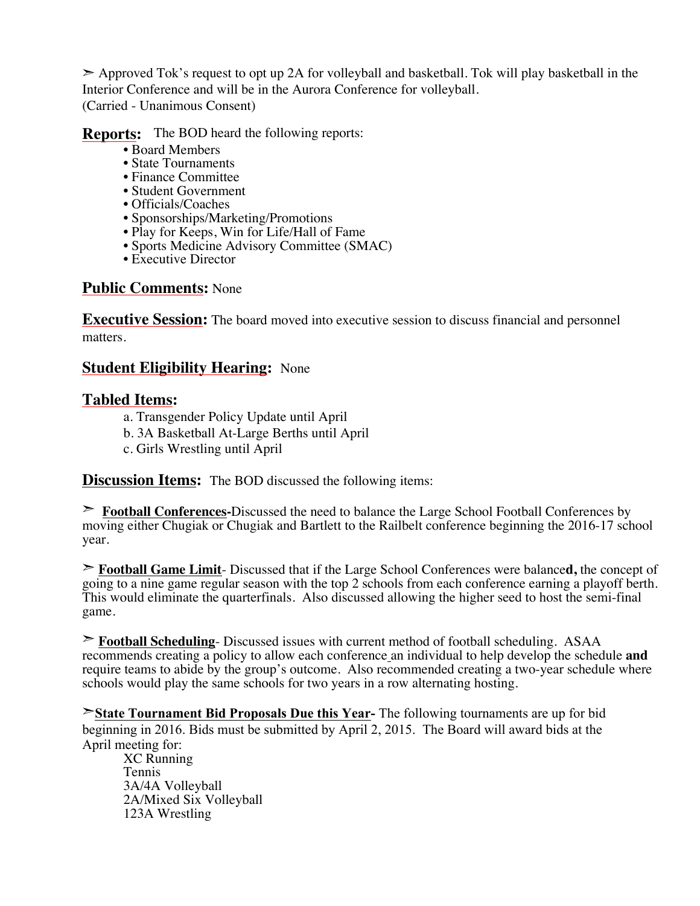➣ Approved Tok's request to opt up 2A for volleyball and basketball. Tok will play basketball in the Interior Conference and will be in the Aurora Conference for volleyball.
(Carried - Unanimous Consent)

## Reports:

The BOD heard the following reports:

- Board Members
- State Tournaments
- Finance Committee
- Student Government
- Officials/Coaches
- Sponsorships/Marketing/Promotions
- Play for Keeps, Win for Life/Hall of Fame
- Sports Medicine Advisory Committee (SMAC)
- Executive Director

## Public Comments: None

## Executive Session:

The board moved into executive session to discuss financial and personnel matters.

## Student Eligibility Hearing: None

## Tabled Items:

a. Transgender Policy Update until April
b. 3A Basketball At-Large Berths until April
c. Girls Wrestling until April

## Discussion Items:

The BOD discussed the following items:

➣ **Football Conferences-**Discussed the need to balance the Large School Football Conferences by moving either Chugiak or Chugiak and Bartlett to the Railbelt conference beginning the 2016-17 school year.

➣ **Football Game Limit**- Discussed that if the Large School Conferences were balance**d,** the concept of going to a nine game regular season with the top 2 schools from each conference earning a playoff berth. This would eliminate the quarterfinals. Also discussed allowing the higher seed to host the semi-final game.

➣ **Football Scheduling**- Discussed issues with current method of football scheduling. ASAA recommends creating a policy to allow each conference an individual to help develop the schedule **and** require teams to abide by the group's outcome. Also recommended creating a two-year schedule where schools would play the same schools for two years in a row alternating hosting.

➣ **State Tournament Bid Proposals Due this Year-** The following tournaments are up for bid beginning in 2016. Bids must be submitted by April 2, 2015. The Board will award bids at the April meeting for:

XC Running
Tennis
3A/4A Volleyball
2A/Mixed Six Volleyball
123A Wrestling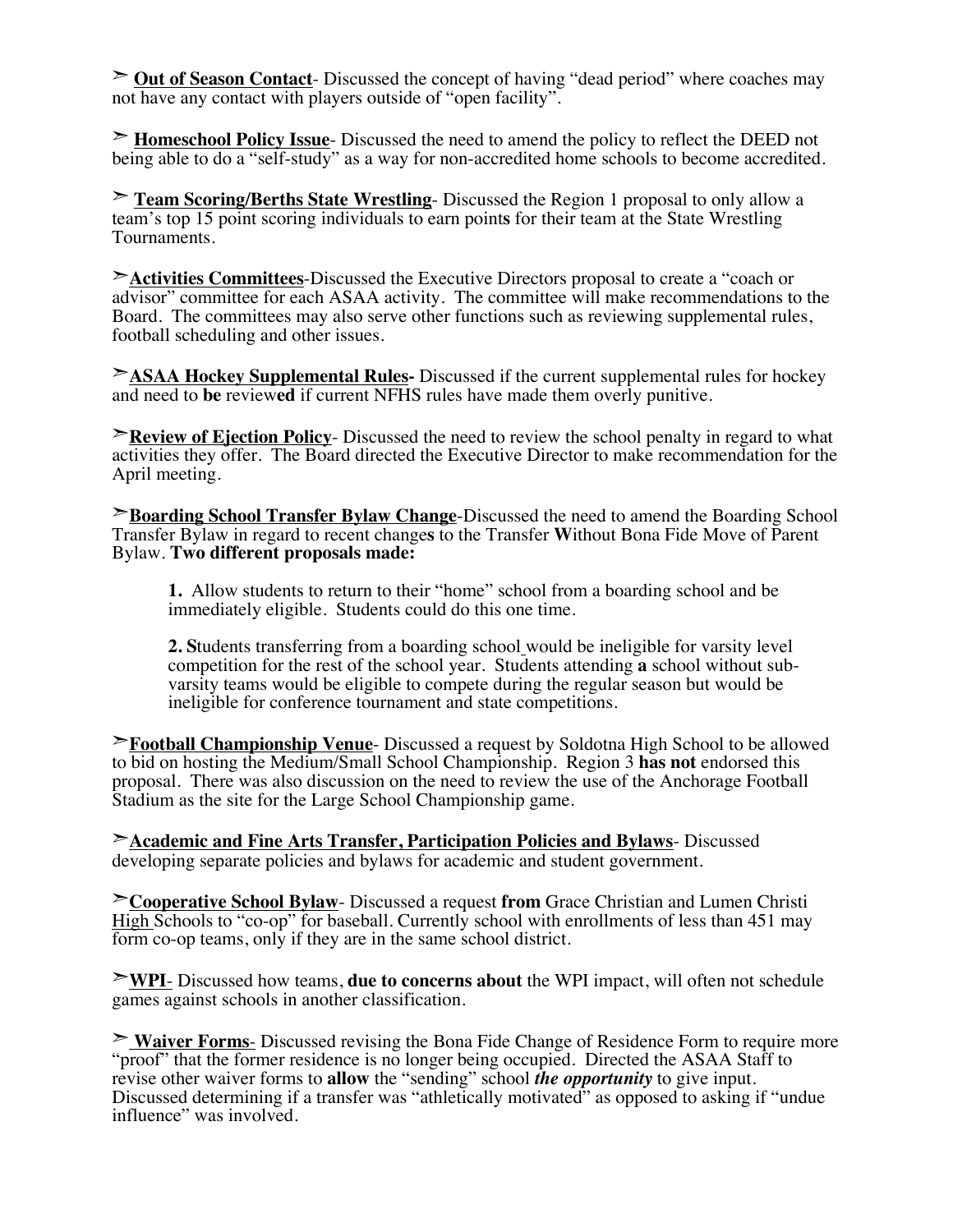➣ **Out of Season Contact**- Discussed the concept of having "dead period" where coaches may not have any contact with players outside of "open facility".

➣ **Homeschool Policy Issue**- Discussed the need to amend the policy to reflect the DEED not being able to do a "self-study" as a way for non-accredited home schools to become accredited.

➣ **Team Scoring/Berths State Wrestling**- Discussed the Region 1 proposal to only allow a team's top 15 point scoring individuals to earn point**s** for their team at the State Wrestling Tournaments.

➣**Activities Committees**-Discussed the Executive Directors proposal to create a "coach or advisor" committee for each ASAA activity. The committee will make recommendations to the Board. The committees may also serve other functions such as reviewing supplemental rules, football scheduling and other issues.

➣**ASAA Hockey Supplemental Rules-** Discussed if the current supplemental rules for hockey and need to **be** review**ed** if current NFHS rules have made them overly punitive.

➣**Review of Ejection Policy**- Discussed the need to review the school penalty in regard to what activities they offer. The Board directed the Executive Director to make recommendation for the April meeting.

➣**Boarding School Transfer Bylaw Change**-Discussed the need to amend the Boarding School Transfer Bylaw in regard to recent change**s** to the Transfer **W**ithout Bona Fide Move of Parent Bylaw. **Two different proposals made:**

> **1.** Allow students to return to their "home" school from a boarding school and be immediately eligible. Students could do this one time.
>
> **2. S**tudents transferring from a boarding school would be ineligible for varsity level competition for the rest of the school year. Students attending **a** school without sub-varsity teams would be eligible to compete during the regular season but would be ineligible for conference tournament and state competitions.

➣**Football Championship Venue**- Discussed a request by Soldotna High School to be allowed to bid on hosting the Medium/Small School Championship. Region 3 **has not** endorsed this proposal. There was also discussion on the need to review the use of the Anchorage Football Stadium as the site for the Large School Championship game.

➣**Academic and Fine Arts Transfer, Participation Policies and Bylaws**- Discussed developing separate policies and bylaws for academic and student government.

➣**Cooperative School Bylaw**- Discussed a request **from** Grace Christian and Lumen Christi High Schools to "co-op" for baseball. Currently school with enrollments of less than 451 may form co-op teams, only if they are in the same school district.

➣**WPI**- Discussed how teams, **due to concerns about** the WPI impact, will often not schedule games against schools in another classification.

➣ **Waiver Forms**- Discussed revising the Bona Fide Change of Residence Form to require more "proof" that the former residence is no longer being occupied. Directed the ASAA Staff to revise other waiver forms to **allow** the "sending" school ***the opportunity*** to give input. Discussed determining if a transfer was "athletically motivated" as opposed to asking if "undue influence" was involved.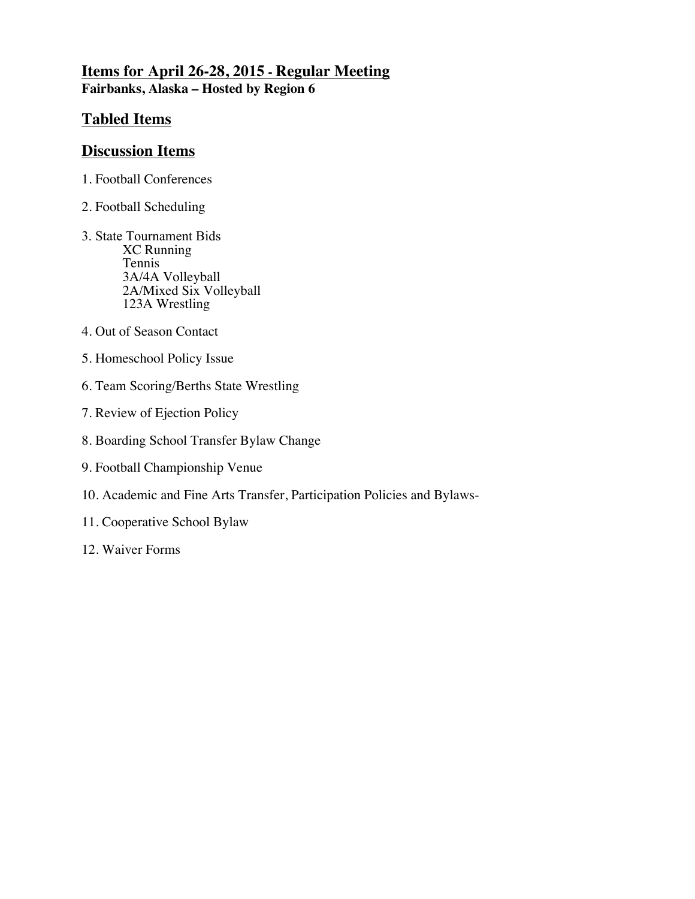## Items for April 26-28, 2015 - Regular Meeting

**Fairbanks, Alaska – Hosted by Region 6**

## Tabled Items

## Discussion Items

1. Football Conferences

2. Football Scheduling

3. State Tournament Bids
   - XC Running
   - Tennis
   - 3A/4A Volleyball
   - 2A/Mixed Six Volleyball
   - 123A Wrestling

4. Out of Season Contact

5. Homeschool Policy Issue

6. Team Scoring/Berths State Wrestling

7. Review of Ejection Policy

8. Boarding School Transfer Bylaw Change

9. Football Championship Venue

10. Academic and Fine Arts Transfer, Participation Policies and Bylaws-

11. Cooperative School Bylaw

12. Waiver Forms